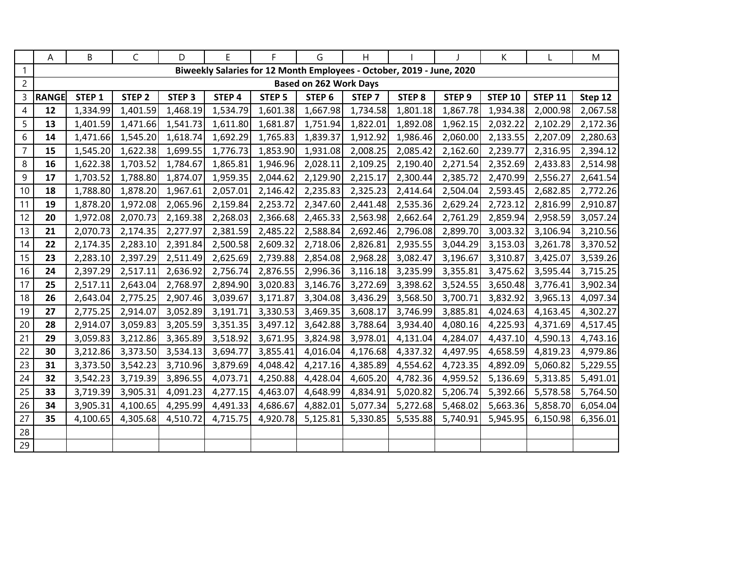# Biweekly Salaries for 12 Month Employees - October, 2019 - June, 2020

## Based on 262 Work Days

| RANGE | STEP 1 | STEP 2 | STEP 3 | STEP 4 | STEP 5 | STEP 6 | STEP 7 | STEP 8 | STEP 9 | STEP 10 | STEP 11 | Step 12 |
|---|---|---|---|---|---|---|---|---|---|---|---|---|
| **12** | 1,334.99 | 1,401.59 | 1,468.19 | 1,534.79 | 1,601.38 | 1,667.98 | 1,734.58 | 1,801.18 | 1,867.78 | 1,934.38 | 2,000.98 | 2,067.58 |
| **13** | 1,401.59 | 1,471.66 | 1,541.73 | 1,611.80 | 1,681.87 | 1,751.94 | 1,822.01 | 1,892.08 | 1,962.15 | 2,032.22 | 2,102.29 | 2,172.36 |
| **14** | 1,471.66 | 1,545.20 | 1,618.74 | 1,692.29 | 1,765.83 | 1,839.37 | 1,912.92 | 1,986.46 | 2,060.00 | 2,133.55 | 2,207.09 | 2,280.63 |
| **15** | 1,545.20 | 1,622.38 | 1,699.55 | 1,776.73 | 1,853.90 | 1,931.08 | 2,008.25 | 2,085.42 | 2,162.60 | 2,239.77 | 2,316.95 | 2,394.12 |
| **16** | 1,622.38 | 1,703.52 | 1,784.67 | 1,865.81 | 1,946.96 | 2,028.11 | 2,109.25 | 2,190.40 | 2,271.54 | 2,352.69 | 2,433.83 | 2,514.98 |
| **17** | 1,703.52 | 1,788.80 | 1,874.07 | 1,959.35 | 2,044.62 | 2,129.90 | 2,215.17 | 2,300.44 | 2,385.72 | 2,470.99 | 2,556.27 | 2,641.54 |
| **18** | 1,788.80 | 1,878.20 | 1,967.61 | 2,057.01 | 2,146.42 | 2,235.83 | 2,325.23 | 2,414.64 | 2,504.04 | 2,593.45 | 2,682.85 | 2,772.26 |
| **19** | 1,878.20 | 1,972.08 | 2,065.96 | 2,159.84 | 2,253.72 | 2,347.60 | 2,441.48 | 2,535.36 | 2,629.24 | 2,723.12 | 2,816.99 | 2,910.87 |
| **20** | 1,972.08 | 2,070.73 | 2,169.38 | 2,268.03 | 2,366.68 | 2,465.33 | 2,563.98 | 2,662.64 | 2,761.29 | 2,859.94 | 2,958.59 | 3,057.24 |
| **21** | 2,070.73 | 2,174.35 | 2,277.97 | 2,381.59 | 2,485.22 | 2,588.84 | 2,692.46 | 2,796.08 | 2,899.70 | 3,003.32 | 3,106.94 | 3,210.56 |
| **22** | 2,174.35 | 2,283.10 | 2,391.84 | 2,500.58 | 2,609.32 | 2,718.06 | 2,826.81 | 2,935.55 | 3,044.29 | 3,153.03 | 3,261.78 | 3,370.52 |
| **23** | 2,283.10 | 2,397.29 | 2,511.49 | 2,625.69 | 2,739.88 | 2,854.08 | 2,968.28 | 3,082.47 | 3,196.67 | 3,310.87 | 3,425.07 | 3,539.26 |
| **24** | 2,397.29 | 2,517.11 | 2,636.92 | 2,756.74 | 2,876.55 | 2,996.36 | 3,116.18 | 3,235.99 | 3,355.81 | 3,475.62 | 3,595.44 | 3,715.25 |
| **25** | 2,517.11 | 2,643.04 | 2,768.97 | 2,894.90 | 3,020.83 | 3,146.76 | 3,272.69 | 3,398.62 | 3,524.55 | 3,650.48 | 3,776.41 | 3,902.34 |
| **26** | 2,643.04 | 2,775.25 | 2,907.46 | 3,039.67 | 3,171.87 | 3,304.08 | 3,436.29 | 3,568.50 | 3,700.71 | 3,832.92 | 3,965.13 | 4,097.34 |
| **27** | 2,775.25 | 2,914.07 | 3,052.89 | 3,191.71 | 3,330.53 | 3,469.35 | 3,608.17 | 3,746.99 | 3,885.81 | 4,024.63 | 4,163.45 | 4,302.27 |
| **28** | 2,914.07 | 3,059.83 | 3,205.59 | 3,351.35 | 3,497.12 | 3,642.88 | 3,788.64 | 3,934.40 | 4,080.16 | 4,225.93 | 4,371.69 | 4,517.45 |
| **29** | 3,059.83 | 3,212.86 | 3,365.89 | 3,518.92 | 3,671.95 | 3,824.98 | 3,978.01 | 4,131.04 | 4,284.07 | 4,437.10 | 4,590.13 | 4,743.16 |
| **30** | 3,212.86 | 3,373.50 | 3,534.13 | 3,694.77 | 3,855.41 | 4,016.04 | 4,176.68 | 4,337.32 | 4,497.95 | 4,658.59 | 4,819.23 | 4,979.86 |
| **31** | 3,373.50 | 3,542.23 | 3,710.96 | 3,879.69 | 4,048.42 | 4,217.16 | 4,385.89 | 4,554.62 | 4,723.35 | 4,892.09 | 5,060.82 | 5,229.55 |
| **32** | 3,542.23 | 3,719.39 | 3,896.55 | 4,073.71 | 4,250.88 | 4,428.04 | 4,605.20 | 4,782.36 | 4,959.52 | 5,136.69 | 5,313.85 | 5,491.01 |
| **33** | 3,719.39 | 3,905.31 | 4,091.23 | 4,277.15 | 4,463.07 | 4,648.99 | 4,834.91 | 5,020.82 | 5,206.74 | 5,392.66 | 5,578.58 | 5,764.50 |
| **34** | 3,905.31 | 4,100.65 | 4,295.99 | 4,491.33 | 4,686.67 | 4,882.01 | 5,077.34 | 5,272.68 | 5,468.02 | 5,663.36 | 5,858.70 | 6,054.04 |
| **35** | 4,100.65 | 4,305.68 | 4,510.72 | 4,715.75 | 4,920.78 | 5,125.81 | 5,330.85 | 5,535.88 | 5,740.91 | 5,945.95 | 6,150.98 | 6,356.01 |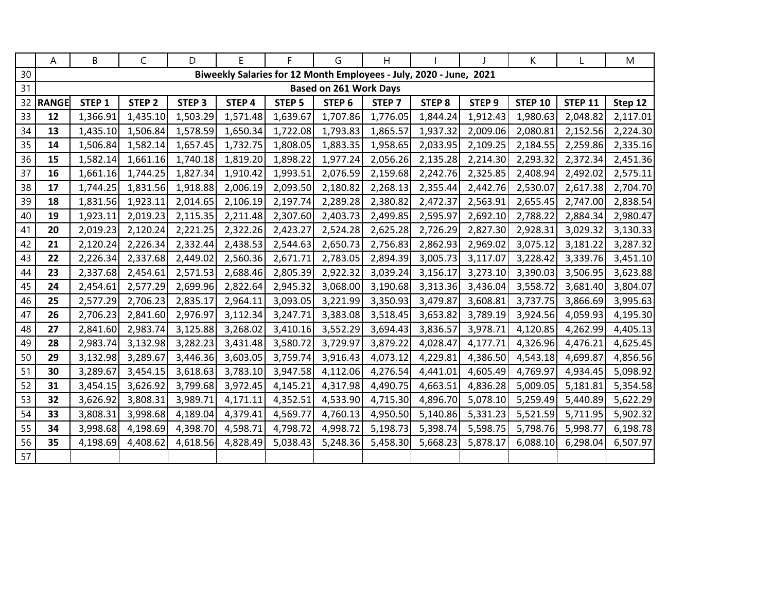## Biweekly Salaries for 12 Month Employees - July, 2020 - June, 2021

### Based on 261 Work Days

| RANGE | STEP 1 | STEP 2 | STEP 3 | STEP 4 | STEP 5 | STEP 6 | STEP 7 | STEP 8 | STEP 9 | STEP 10 | STEP 11 | Step 12 |
|---|---|---|---|---|---|---|---|---|---|---|---|---|
| **12** | 1,366.91 | 1,435.10 | 1,503.29 | 1,571.48 | 1,639.67 | 1,707.86 | 1,776.05 | 1,844.24 | 1,912.43 | 1,980.63 | 2,048.82 | 2,117.01 |
| **13** | 1,435.10 | 1,506.84 | 1,578.59 | 1,650.34 | 1,722.08 | 1,793.83 | 1,865.57 | 1,937.32 | 2,009.06 | 2,080.81 | 2,152.56 | 2,224.30 |
| **14** | 1,506.84 | 1,582.14 | 1,657.45 | 1,732.75 | 1,808.05 | 1,883.35 | 1,958.65 | 2,033.95 | 2,109.25 | 2,184.55 | 2,259.86 | 2,335.16 |
| **15** | 1,582.14 | 1,661.16 | 1,740.18 | 1,819.20 | 1,898.22 | 1,977.24 | 2,056.26 | 2,135.28 | 2,214.30 | 2,293.32 | 2,372.34 | 2,451.36 |
| **16** | 1,661.16 | 1,744.25 | 1,827.34 | 1,910.42 | 1,993.51 | 2,076.59 | 2,159.68 | 2,242.76 | 2,325.85 | 2,408.94 | 2,492.02 | 2,575.11 |
| **17** | 1,744.25 | 1,831.56 | 1,918.88 | 2,006.19 | 2,093.50 | 2,180.82 | 2,268.13 | 2,355.44 | 2,442.76 | 2,530.07 | 2,617.38 | 2,704.70 |
| **18** | 1,831.56 | 1,923.11 | 2,014.65 | 2,106.19 | 2,197.74 | 2,289.28 | 2,380.82 | 2,472.37 | 2,563.91 | 2,655.45 | 2,747.00 | 2,838.54 |
| **19** | 1,923.11 | 2,019.23 | 2,115.35 | 2,211.48 | 2,307.60 | 2,403.73 | 2,499.85 | 2,595.97 | 2,692.10 | 2,788.22 | 2,884.34 | 2,980.47 |
| **20** | 2,019.23 | 2,120.24 | 2,221.25 | 2,322.26 | 2,423.27 | 2,524.28 | 2,625.28 | 2,726.29 | 2,827.30 | 2,928.31 | 3,029.32 | 3,130.33 |
| **21** | 2,120.24 | 2,226.34 | 2,332.44 | 2,438.53 | 2,544.63 | 2,650.73 | 2,756.83 | 2,862.93 | 2,969.02 | 3,075.12 | 3,181.22 | 3,287.32 |
| **22** | 2,226.34 | 2,337.68 | 2,449.02 | 2,560.36 | 2,671.71 | 2,783.05 | 2,894.39 | 3,005.73 | 3,117.07 | 3,228.42 | 3,339.76 | 3,451.10 |
| **23** | 2,337.68 | 2,454.61 | 2,571.53 | 2,688.46 | 2,805.39 | 2,922.32 | 3,039.24 | 3,156.17 | 3,273.10 | 3,390.03 | 3,506.95 | 3,623.88 |
| **24** | 2,454.61 | 2,577.29 | 2,699.96 | 2,822.64 | 2,945.32 | 3,068.00 | 3,190.68 | 3,313.36 | 3,436.04 | 3,558.72 | 3,681.40 | 3,804.07 |
| **25** | 2,577.29 | 2,706.23 | 2,835.17 | 2,964.11 | 3,093.05 | 3,221.99 | 3,350.93 | 3,479.87 | 3,608.81 | 3,737.75 | 3,866.69 | 3,995.63 |
| **26** | 2,706.23 | 2,841.60 | 2,976.97 | 3,112.34 | 3,247.71 | 3,383.08 | 3,518.45 | 3,653.82 | 3,789.19 | 3,924.56 | 4,059.93 | 4,195.30 |
| **27** | 2,841.60 | 2,983.74 | 3,125.88 | 3,268.02 | 3,410.16 | 3,552.29 | 3,694.43 | 3,836.57 | 3,978.71 | 4,120.85 | 4,262.99 | 4,405.13 |
| **28** | 2,983.74 | 3,132.98 | 3,282.23 | 3,431.48 | 3,580.72 | 3,729.97 | 3,879.22 | 4,028.47 | 4,177.71 | 4,326.96 | 4,476.21 | 4,625.45 |
| **29** | 3,132.98 | 3,289.67 | 3,446.36 | 3,603.05 | 3,759.74 | 3,916.43 | 4,073.12 | 4,229.81 | 4,386.50 | 4,543.18 | 4,699.87 | 4,856.56 |
| **30** | 3,289.67 | 3,454.15 | 3,618.63 | 3,783.10 | 3,947.58 | 4,112.06 | 4,276.54 | 4,441.01 | 4,605.49 | 4,769.97 | 4,934.45 | 5,098.92 |
| **31** | 3,454.15 | 3,626.92 | 3,799.68 | 3,972.45 | 4,145.21 | 4,317.98 | 4,490.75 | 4,663.51 | 4,836.28 | 5,009.05 | 5,181.81 | 5,354.58 |
| **32** | 3,626.92 | 3,808.31 | 3,989.71 | 4,171.11 | 4,352.51 | 4,533.90 | 4,715.30 | 4,896.70 | 5,078.10 | 5,259.49 | 5,440.89 | 5,622.29 |
| **33** | 3,808.31 | 3,998.68 | 4,189.04 | 4,379.41 | 4,569.77 | 4,760.13 | 4,950.50 | 5,140.86 | 5,331.23 | 5,521.59 | 5,711.95 | 5,902.32 |
| **34** | 3,998.68 | 4,198.69 | 4,398.70 | 4,598.71 | 4,798.72 | 4,998.72 | 5,198.73 | 5,398.74 | 5,598.75 | 5,798.76 | 5,998.77 | 6,198.78 |
| **35** | 4,198.69 | 4,408.62 | 4,618.56 | 4,828.49 | 5,038.43 | 5,248.36 | 5,458.30 | 5,668.23 | 5,878.17 | 6,088.10 | 6,298.04 | 6,507.97 |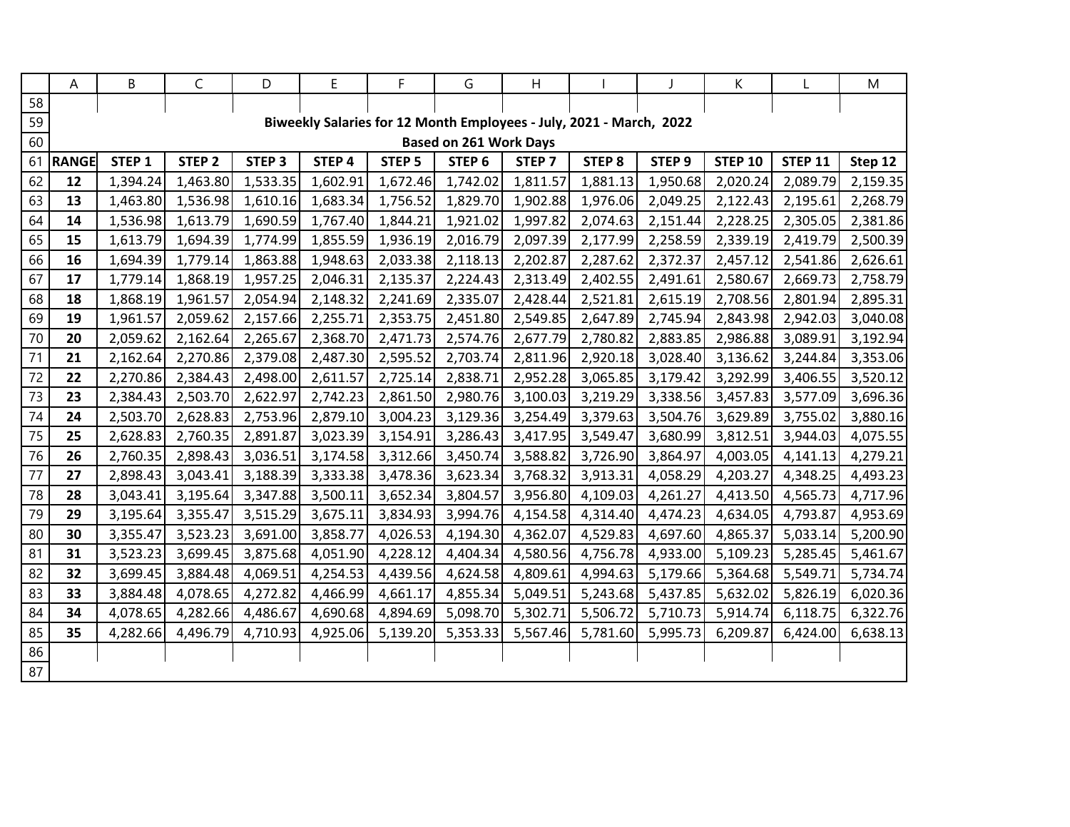**Biweekly Salaries for 12 Month Employees - July, 2021 - March, 2022**

**Based on 261 Work Days**

| RANGE | STEP 1 | STEP 2 | STEP 3 | STEP 4 | STEP 5 | STEP 6 | STEP 7 | STEP 8 | STEP 9 | STEP 10 | STEP 11 | Step 12 |
|---|---|---|---|---|---|---|---|---|---|---|---|---|
| **12** | 1,394.24 | 1,463.80 | 1,533.35 | 1,602.91 | 1,672.46 | 1,742.02 | 1,811.57 | 1,881.13 | 1,950.68 | 2,020.24 | 2,089.79 | 2,159.35 |
| **13** | 1,463.80 | 1,536.98 | 1,610.16 | 1,683.34 | 1,756.52 | 1,829.70 | 1,902.88 | 1,976.06 | 2,049.25 | 2,122.43 | 2,195.61 | 2,268.79 |
| **14** | 1,536.98 | 1,613.79 | 1,690.59 | 1,767.40 | 1,844.21 | 1,921.02 | 1,997.82 | 2,074.63 | 2,151.44 | 2,228.25 | 2,305.05 | 2,381.86 |
| **15** | 1,613.79 | 1,694.39 | 1,774.99 | 1,855.59 | 1,936.19 | 2,016.79 | 2,097.39 | 2,177.99 | 2,258.59 | 2,339.19 | 2,419.79 | 2,500.39 |
| **16** | 1,694.39 | 1,779.14 | 1,863.88 | 1,948.63 | 2,033.38 | 2,118.13 | 2,202.87 | 2,287.62 | 2,372.37 | 2,457.12 | 2,541.86 | 2,626.61 |
| **17** | 1,779.14 | 1,868.19 | 1,957.25 | 2,046.31 | 2,135.37 | 2,224.43 | 2,313.49 | 2,402.55 | 2,491.61 | 2,580.67 | 2,669.73 | 2,758.79 |
| **18** | 1,868.19 | 1,961.57 | 2,054.94 | 2,148.32 | 2,241.69 | 2,335.07 | 2,428.44 | 2,521.81 | 2,615.19 | 2,708.56 | 2,801.94 | 2,895.31 |
| **19** | 1,961.57 | 2,059.62 | 2,157.66 | 2,255.71 | 2,353.75 | 2,451.80 | 2,549.85 | 2,647.89 | 2,745.94 | 2,843.98 | 2,942.03 | 3,040.08 |
| **20** | 2,059.62 | 2,162.64 | 2,265.67 | 2,368.70 | 2,471.73 | 2,574.76 | 2,677.79 | 2,780.82 | 2,883.85 | 2,986.88 | 3,089.91 | 3,192.94 |
| **21** | 2,162.64 | 2,270.86 | 2,379.08 | 2,487.30 | 2,595.52 | 2,703.74 | 2,811.96 | 2,920.18 | 3,028.40 | 3,136.62 | 3,244.84 | 3,353.06 |
| **22** | 2,270.86 | 2,384.43 | 2,498.00 | 2,611.57 | 2,725.14 | 2,838.71 | 2,952.28 | 3,065.85 | 3,179.42 | 3,292.99 | 3,406.55 | 3,520.12 |
| **23** | 2,384.43 | 2,503.70 | 2,622.97 | 2,742.23 | 2,861.50 | 2,980.76 | 3,100.03 | 3,219.29 | 3,338.56 | 3,457.83 | 3,577.09 | 3,696.36 |
| **24** | 2,503.70 | 2,628.83 | 2,753.96 | 2,879.10 | 3,004.23 | 3,129.36 | 3,254.49 | 3,379.63 | 3,504.76 | 3,629.89 | 3,755.02 | 3,880.16 |
| **25** | 2,628.83 | 2,760.35 | 2,891.87 | 3,023.39 | 3,154.91 | 3,286.43 | 3,417.95 | 3,549.47 | 3,680.99 | 3,812.51 | 3,944.03 | 4,075.55 |
| **26** | 2,760.35 | 2,898.43 | 3,036.51 | 3,174.58 | 3,312.66 | 3,450.74 | 3,588.82 | 3,726.90 | 3,864.97 | 4,003.05 | 4,141.13 | 4,279.21 |
| **27** | 2,898.43 | 3,043.41 | 3,188.39 | 3,333.38 | 3,478.36 | 3,623.34 | 3,768.32 | 3,913.31 | 4,058.29 | 4,203.27 | 4,348.25 | 4,493.23 |
| **28** | 3,043.41 | 3,195.64 | 3,347.88 | 3,500.11 | 3,652.34 | 3,804.57 | 3,956.80 | 4,109.03 | 4,261.27 | 4,413.50 | 4,565.73 | 4,717.96 |
| **29** | 3,195.64 | 3,355.47 | 3,515.29 | 3,675.11 | 3,834.93 | 3,994.76 | 4,154.58 | 4,314.40 | 4,474.23 | 4,634.05 | 4,793.87 | 4,953.69 |
| **30** | 3,355.47 | 3,523.23 | 3,691.00 | 3,858.77 | 4,026.53 | 4,194.30 | 4,362.07 | 4,529.83 | 4,697.60 | 4,865.37 | 5,033.14 | 5,200.90 |
| **31** | 3,523.23 | 3,699.45 | 3,875.68 | 4,051.90 | 4,228.12 | 4,404.34 | 4,580.56 | 4,756.78 | 4,933.00 | 5,109.23 | 5,285.45 | 5,461.67 |
| **32** | 3,699.45 | 3,884.48 | 4,069.51 | 4,254.53 | 4,439.56 | 4,624.58 | 4,809.61 | 4,994.63 | 5,179.66 | 5,364.68 | 5,549.71 | 5,734.74 |
| **33** | 3,884.48 | 4,078.65 | 4,272.82 | 4,466.99 | 4,661.17 | 4,855.34 | 5,049.51 | 5,243.68 | 5,437.85 | 5,632.02 | 5,826.19 | 6,020.36 |
| **34** | 4,078.65 | 4,282.66 | 4,486.67 | 4,690.68 | 4,894.69 | 5,098.70 | 5,302.71 | 5,506.72 | 5,710.73 | 5,914.74 | 6,118.75 | 6,322.76 |
| **35** | 4,282.66 | 4,496.79 | 4,710.93 | 4,925.06 | 5,139.20 | 5,353.33 | 5,567.46 | 5,781.60 | 5,995.73 | 6,209.87 | 6,424.00 | 6,638.13 |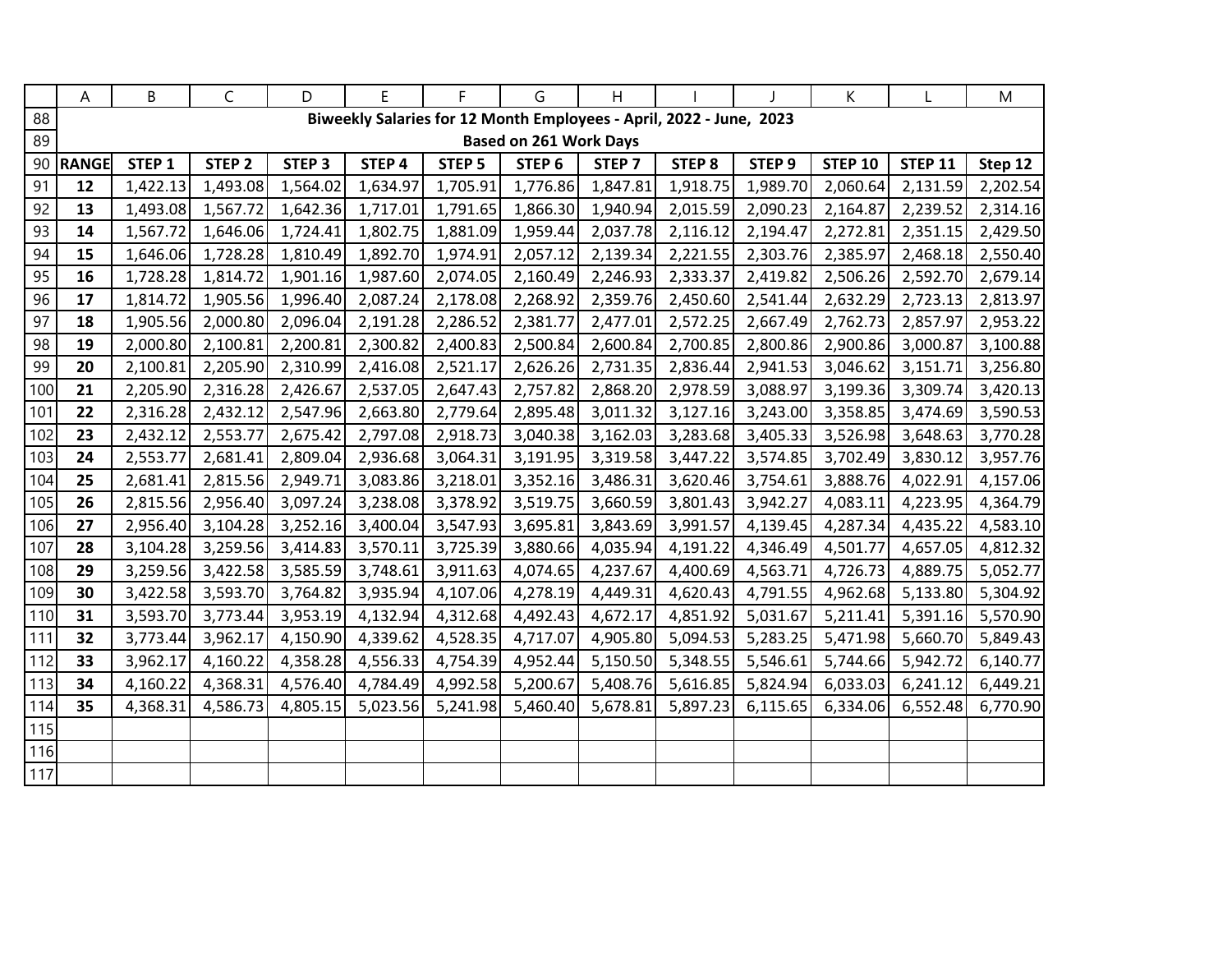## Biweekly Salaries for 12 Month Employees - April, 2022 - June, 2023

### Based on 261 Work Days

| RANGE | STEP 1 | STEP 2 | STEP 3 | STEP 4 | STEP 5 | STEP 6 | STEP 7 | STEP 8 | STEP 9 | STEP 10 | STEP 11 | Step 12 |
|---|---|---|---|---|---|---|---|---|---|---|---|---|
| 12 | 1,422.13 | 1,493.08 | 1,564.02 | 1,634.97 | 1,705.91 | 1,776.86 | 1,847.81 | 1,918.75 | 1,989.70 | 2,060.64 | 2,131.59 | 2,202.54 |
| 13 | 1,493.08 | 1,567.72 | 1,642.36 | 1,717.01 | 1,791.65 | 1,866.30 | 1,940.94 | 2,015.59 | 2,090.23 | 2,164.87 | 2,239.52 | 2,314.16 |
| 14 | 1,567.72 | 1,646.06 | 1,724.41 | 1,802.75 | 1,881.09 | 1,959.44 | 2,037.78 | 2,116.12 | 2,194.47 | 2,272.81 | 2,351.15 | 2,429.50 |
| 15 | 1,646.06 | 1,728.28 | 1,810.49 | 1,892.70 | 1,974.91 | 2,057.12 | 2,139.34 | 2,221.55 | 2,303.76 | 2,385.97 | 2,468.18 | 2,550.40 |
| 16 | 1,728.28 | 1,814.72 | 1,901.16 | 1,987.60 | 2,074.05 | 2,160.49 | 2,246.93 | 2,333.37 | 2,419.82 | 2,506.26 | 2,592.70 | 2,679.14 |
| 17 | 1,814.72 | 1,905.56 | 1,996.40 | 2,087.24 | 2,178.08 | 2,268.92 | 2,359.76 | 2,450.60 | 2,541.44 | 2,632.29 | 2,723.13 | 2,813.97 |
| 18 | 1,905.56 | 2,000.80 | 2,096.04 | 2,191.28 | 2,286.52 | 2,381.77 | 2,477.01 | 2,572.25 | 2,667.49 | 2,762.73 | 2,857.97 | 2,953.22 |
| 19 | 2,000.80 | 2,100.81 | 2,200.81 | 2,300.82 | 2,400.83 | 2,500.84 | 2,600.84 | 2,700.85 | 2,800.86 | 2,900.86 | 3,000.87 | 3,100.88 |
| 20 | 2,100.81 | 2,205.90 | 2,310.99 | 2,416.08 | 2,521.17 | 2,626.26 | 2,731.35 | 2,836.44 | 2,941.53 | 3,046.62 | 3,151.71 | 3,256.80 |
| 21 | 2,205.90 | 2,316.28 | 2,426.67 | 2,537.05 | 2,647.43 | 2,757.82 | 2,868.20 | 2,978.59 | 3,088.97 | 3,199.36 | 3,309.74 | 3,420.13 |
| 22 | 2,316.28 | 2,432.12 | 2,547.96 | 2,663.80 | 2,779.64 | 2,895.48 | 3,011.32 | 3,127.16 | 3,243.00 | 3,358.85 | 3,474.69 | 3,590.53 |
| 23 | 2,432.12 | 2,553.77 | 2,675.42 | 2,797.08 | 2,918.73 | 3,040.38 | 3,162.03 | 3,283.68 | 3,405.33 | 3,526.98 | 3,648.63 | 3,770.28 |
| 24 | 2,553.77 | 2,681.41 | 2,809.04 | 2,936.68 | 3,064.31 | 3,191.95 | 3,319.58 | 3,447.22 | 3,574.85 | 3,702.49 | 3,830.12 | 3,957.76 |
| 25 | 2,681.41 | 2,815.56 | 2,949.71 | 3,083.86 | 3,218.01 | 3,352.16 | 3,486.31 | 3,620.46 | 3,754.61 | 3,888.76 | 4,022.91 | 4,157.06 |
| 26 | 2,815.56 | 2,956.40 | 3,097.24 | 3,238.08 | 3,378.92 | 3,519.75 | 3,660.59 | 3,801.43 | 3,942.27 | 4,083.11 | 4,223.95 | 4,364.79 |
| 27 | 2,956.40 | 3,104.28 | 3,252.16 | 3,400.04 | 3,547.93 | 3,695.81 | 3,843.69 | 3,991.57 | 4,139.45 | 4,287.34 | 4,435.22 | 4,583.10 |
| 28 | 3,104.28 | 3,259.56 | 3,414.83 | 3,570.11 | 3,725.39 | 3,880.66 | 4,035.94 | 4,191.22 | 4,346.49 | 4,501.77 | 4,657.05 | 4,812.32 |
| 29 | 3,259.56 | 3,422.58 | 3,585.59 | 3,748.61 | 3,911.63 | 4,074.65 | 4,237.67 | 4,400.69 | 4,563.71 | 4,726.73 | 4,889.75 | 5,052.77 |
| 30 | 3,422.58 | 3,593.70 | 3,764.82 | 3,935.94 | 4,107.06 | 4,278.19 | 4,449.31 | 4,620.43 | 4,791.55 | 4,962.68 | 5,133.80 | 5,304.92 |
| 31 | 3,593.70 | 3,773.44 | 3,953.19 | 4,132.94 | 4,312.68 | 4,492.43 | 4,672.17 | 4,851.92 | 5,031.67 | 5,211.41 | 5,391.16 | 5,570.90 |
| 32 | 3,773.44 | 3,962.17 | 4,150.90 | 4,339.62 | 4,528.35 | 4,717.07 | 4,905.80 | 5,094.53 | 5,283.25 | 5,471.98 | 5,660.70 | 5,849.43 |
| 33 | 3,962.17 | 4,160.22 | 4,358.28 | 4,556.33 | 4,754.39 | 4,952.44 | 5,150.50 | 5,348.55 | 5,546.61 | 5,744.66 | 5,942.72 | 6,140.77 |
| 34 | 4,160.22 | 4,368.31 | 4,576.40 | 4,784.49 | 4,992.58 | 5,200.67 | 5,408.76 | 5,616.85 | 5,824.94 | 6,033.03 | 6,241.12 | 6,449.21 |
| 35 | 4,368.31 | 4,586.73 | 4,805.15 | 5,023.56 | 5,241.98 | 5,460.40 | 5,678.81 | 5,897.23 | 6,115.65 | 6,334.06 | 6,552.48 | 6,770.90 |